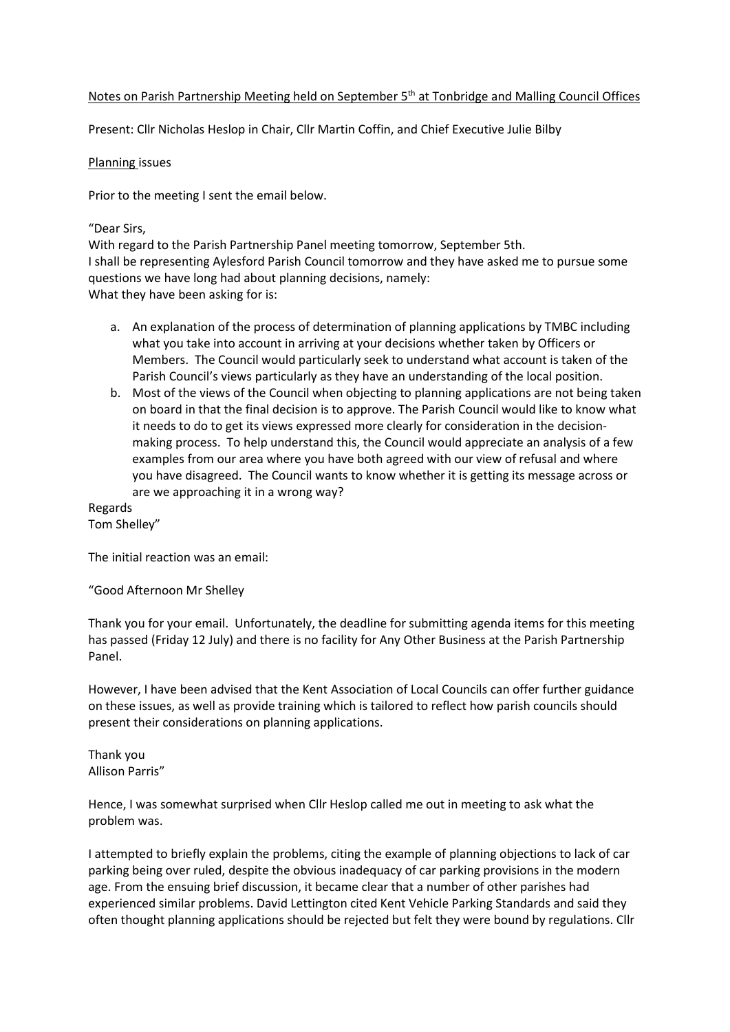Notes on Parish Partnership Meeting held on September 5th at Tonbridge and Malling Council Offices

Present: Cllr Nicholas Heslop in Chair, Cllr Martin Coffin, and Chief Executive Julie Bilby

Planning issues

Prior to the meeting I sent the email below.

"Dear Sirs,
With regard to the Parish Partnership Panel meeting tomorrow, September 5th.
I shall be representing Aylesford Parish Council tomorrow and they have asked me to pursue some questions we have long had about planning decisions, namely:
What they have been asking for is:

a. An explanation of the process of determination of planning applications by TMBC including what you take into account in arriving at your decisions whether taken by Officers or Members. The Council would particularly seek to understand what account is taken of the Parish Council's views particularly as they have an understanding of the local position.
b. Most of the views of the Council when objecting to planning applications are not being taken on board in that the final decision is to approve. The Parish Council would like to know what it needs to do to get its views expressed more clearly for consideration in the decision-making process. To help understand this, the Council would appreciate an analysis of a few examples from our area where you have both agreed with our view of refusal and where you have disagreed. The Council wants to know whether it is getting its message across or are we approaching it in a wrong way?

Regards
Tom Shelley"

The initial reaction was an email:

"Good Afternoon Mr Shelley

Thank you for your email. Unfortunately, the deadline for submitting agenda items for this meeting has passed (Friday 12 July) and there is no facility for Any Other Business at the Parish Partnership Panel.

However, I have been advised that the Kent Association of Local Councils can offer further guidance on these issues, as well as provide training which is tailored to reflect how parish councils should present their considerations on planning applications.

Thank you
Allison Parris"

Hence, I was somewhat surprised when Cllr Heslop called me out in meeting to ask what the problem was.

I attempted to briefly explain the problems, citing the example of planning objections to lack of car parking being over ruled, despite the obvious inadequacy of car parking provisions in the modern age. From the ensuing brief discussion, it became clear that a number of other parishes had experienced similar problems. David Lettington cited Kent Vehicle Parking Standards and said they often thought planning applications should be rejected but felt they were bound by regulations. Cllr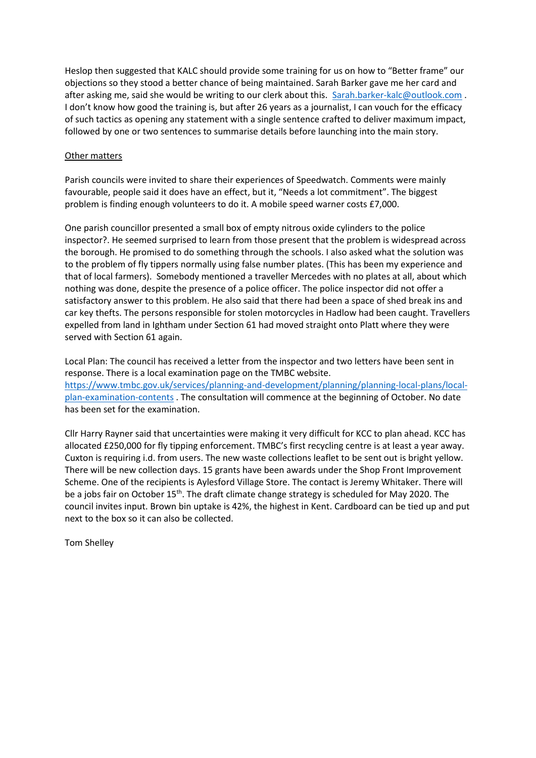Heslop then suggested that KALC should provide some training for us on how to "Better frame" our objections so they stood a better chance of being maintained. Sarah Barker gave me her card and after asking me, said she would be writing to our clerk about this. [Sarah.barker-kalc@outlook.com](mailto:Sarah.barker-kalc@outlook.com) . I don't know how good the training is, but after 26 years as a journalist, I can vouch for the efficacy of such tactics as opening any statement with a single sentence crafted to deliver maximum impact, followed by one or two sentences to summarise details before launching into the main story.

Other matters

Parish councils were invited to share their experiences of Speedwatch. Comments were mainly favourable, people said it does have an effect, but it, "Needs a lot commitment". The biggest problem is finding enough volunteers to do it. A mobile speed warner costs £7,000.

One parish councillor presented a small box of empty nitrous oxide cylinders to the police inspector?. He seemed surprised to learn from those present that the problem is widespread across the borough. He promised to do something through the schools. I also asked what the solution was to the problem of fly tippers normally using false number plates. (This has been my experience and that of local farmers). Somebody mentioned a traveller Mercedes with no plates at all, about which nothing was done, despite the presence of a police officer. The police inspector did not offer a satisfactory answer to this problem. He also said that there had been a space of shed break ins and car key thefts. The persons responsible for stolen motorcycles in Hadlow had been caught. Travellers expelled from land in Ightham under Section 61 had moved straight onto Platt where they were served with Section 61 again.

Local Plan: The council has received a letter from the inspector and two letters have been sent in response. There is a local examination page on the TMBC website. [https://www.tmbc.gov.uk/services/planning-and-development/planning/planning-local-plans/local-plan-examination-contents](https://www.tmbc.gov.uk/services/planning-and-development/planning/planning-local-plans/local-plan-examination-contents) . The consultation will commence at the beginning of October. No date has been set for the examination.

Cllr Harry Rayner said that uncertainties were making it very difficult for KCC to plan ahead. KCC has allocated £250,000 for fly tipping enforcement. TMBC's first recycling centre is at least a year away. Cuxton is requiring i.d. from users. The new waste collections leaflet to be sent out is bright yellow. There will be new collection days. 15 grants have been awards under the Shop Front Improvement Scheme. One of the recipients is Aylesford Village Store. The contact is Jeremy Whitaker. There will be a jobs fair on October 15th. The draft climate change strategy is scheduled for May 2020. The council invites input. Brown bin uptake is 42%, the highest in Kent. Cardboard can be tied up and put next to the box so it can also be collected.

Tom Shelley